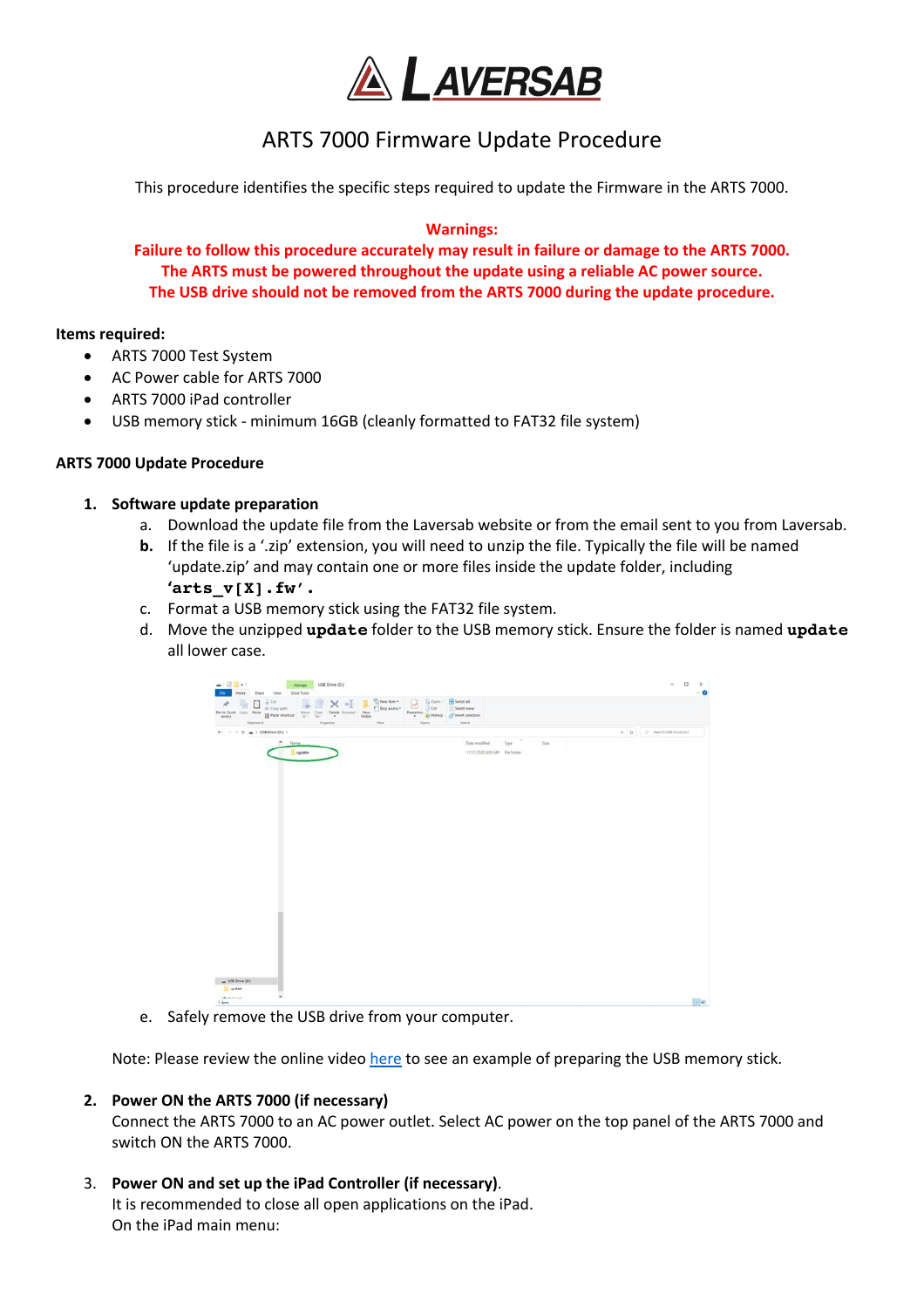LAVERSAB

# ARTS 7000 Firmware Update Procedure

This procedure identifies the specific steps required to update the Firmware in the ARTS 7000.

**Warnings:**
**Failure to follow this procedure accurately may result in failure or damage to the ARTS 7000.**
**The ARTS must be powered throughout the update using a reliable AC power source.**
**The USB drive should not be removed from the ARTS 7000 during the update procedure.**

**Items required:**

- ARTS 7000 Test System
- AC Power cable for ARTS 7000
- ARTS 7000 iPad controller
- USB memory stick - minimum 16GB (cleanly formatted to FAT32 file system)

**ARTS 7000 Update Procedure**

1. **Software update preparation**
   a. Download the update file from the Laversab website or from the email sent to you from Laversab.
   **b.** If the file is a '.zip' extension, you will need to unzip the file. Typically the file will be named 'update.zip' and may contain one or more files inside the update folder, including **'arts_v[X].fw'.**
   c. Format a USB memory stick using the FAT32 file system.
   d. Move the unzipped **update** folder to the USB memory stick. Ensure the folder is named **update** all lower case.
   e. Safely remove the USB drive from your computer.

   Note: Please review the online video here to see an example of preparing the USB memory stick.

2. **Power ON the ARTS 7000 (if necessary)**
   Connect the ARTS 7000 to an AC power outlet. Select AC power on the top panel of the ARTS 7000 and switch ON the ARTS 7000.

3. **Power ON and set up the iPad Controller (if necessary)**.
   It is recommended to close all open applications on the iPad.
   On the iPad main menu: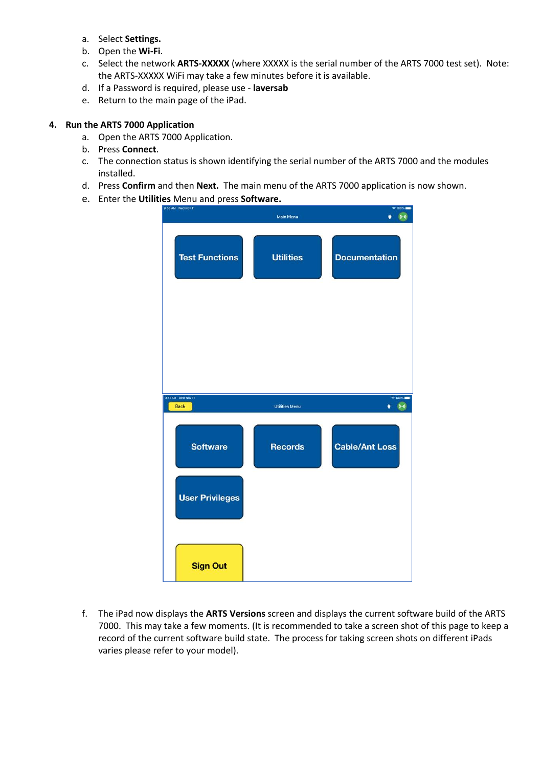a. Select **Settings.**
b. Open the **Wi-Fi**.
c. Select the network **ARTS-XXXXX** (where XXXXX is the serial number of the ARTS 7000 test set). Note: the ARTS-XXXXX WiFi may take a few minutes before it is available.
d. If a Password is required, please use - **laversab**
e. Return to the main page of the iPad.

**4. Run the ARTS 7000 Application**

a. Open the ARTS 7000 Application.
b. Press **Connect**.
c. The connection status is shown identifying the serial number of the ARTS 7000 and the modules installed.
d. Press **Confirm** and then **Next.** The main menu of the ARTS 7000 application is now shown.
e. Enter the **Utilities** Menu and press **Software.**

f. The iPad now displays the **ARTS Versions** screen and displays the current software build of the ARTS 7000. This may take a few moments. (It is recommended to take a screen shot of this page to keep a record of the current software build state. The process for taking screen shots on different iPads varies please refer to your model).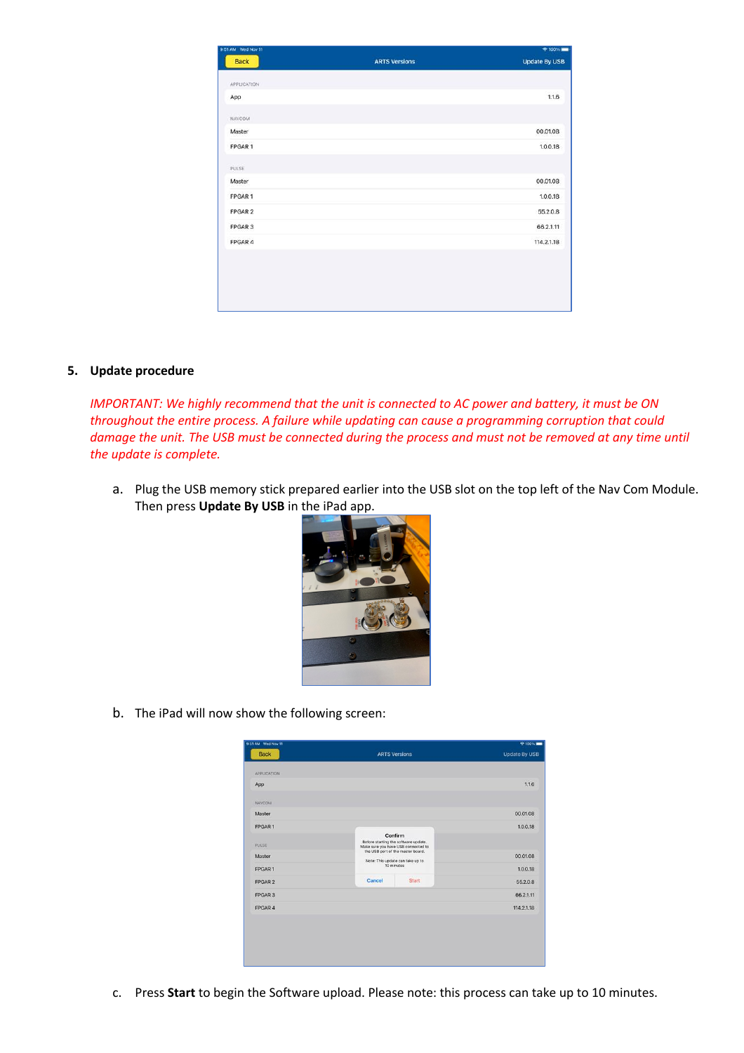## 5. Update procedure

*IMPORTANT: We highly recommend that the unit is connected to AC power and battery, it must be ON throughout the entire process. A failure while updating can cause a programming corruption that could damage the unit. The USB must be connected during the process and must not be removed at any time until the update is complete.*

a. Plug the USB memory stick prepared earlier into the USB slot on the top left of the Nav Com Module. Then press **Update By USB** in the iPad app.

b. The iPad will now show the following screen:

c. Press **Start** to begin the Software upload. Please note: this process can take up to 10 minutes.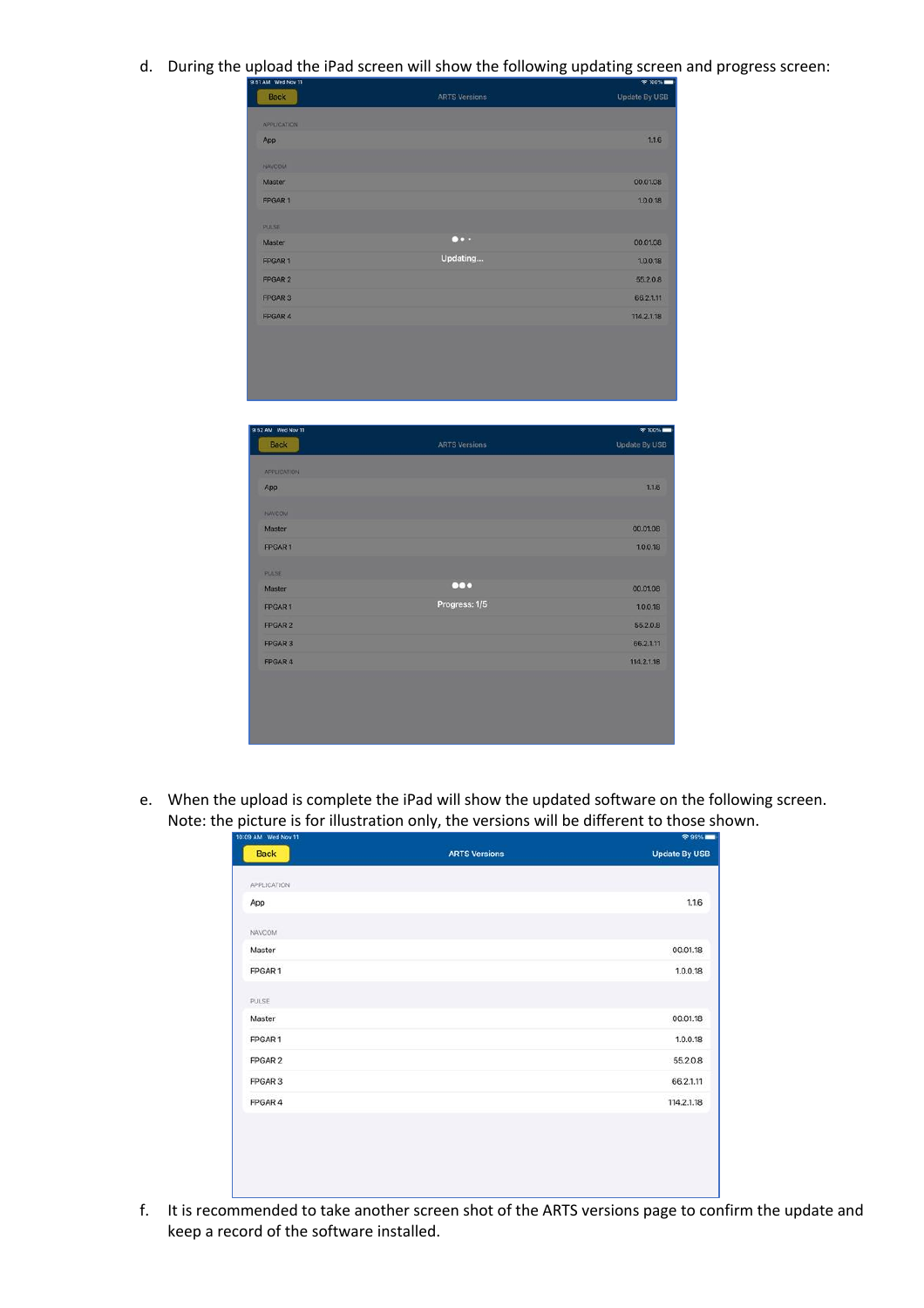d. During the upload the iPad screen will show the following updating screen and progress screen:

e. When the upload is complete the iPad will show the updated software on the following screen. Note: the picture is for illustration only, the versions will be different to those shown.

f. It is recommended to take another screen shot of the ARTS versions page to confirm the update and keep a record of the software installed.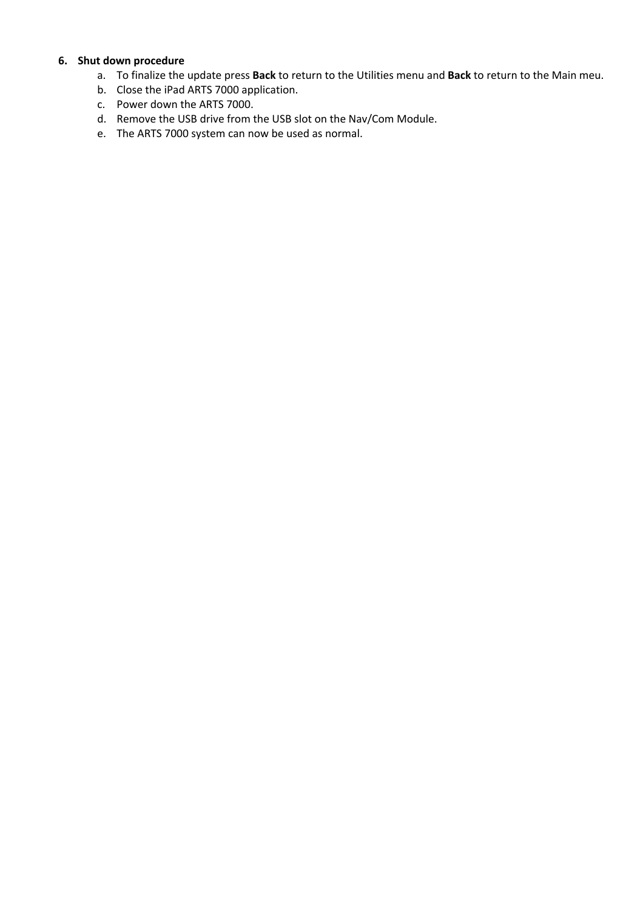6. **Shut down procedure**
    a. To finalize the update press **Back** to return to the Utilities menu and **Back** to return to the Main meu.
    b. Close the iPad ARTS 7000 application.
    c. Power down the ARTS 7000.
    d. Remove the USB drive from the USB slot on the Nav/Com Module.
    e. The ARTS 7000 system can now be used as normal.